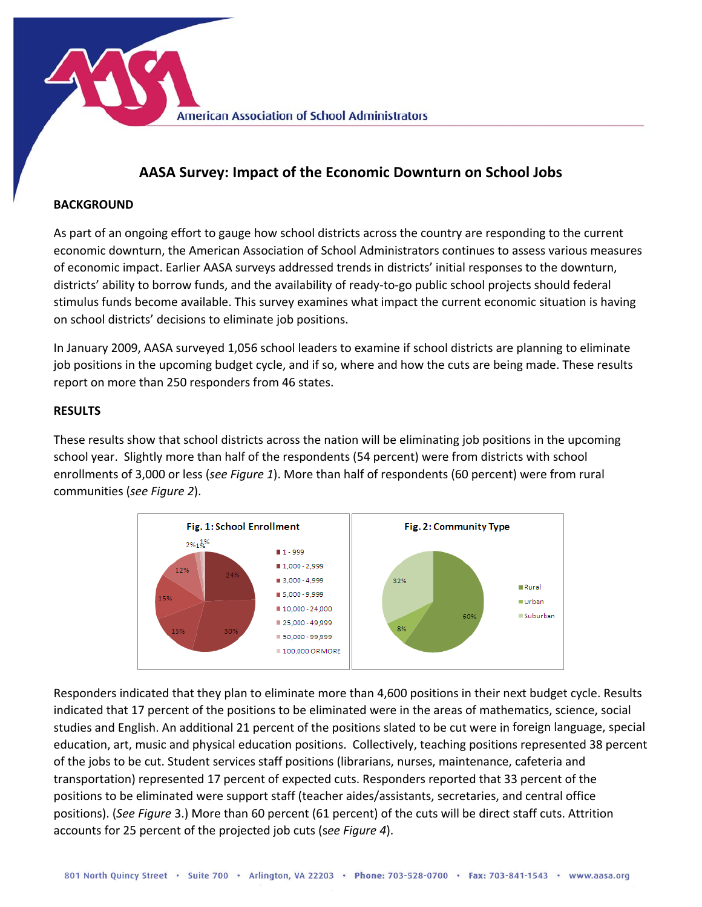# AASA Survey: Impact of the Economic Downturn on School Jobs

## BACKGROUND

As part of an ongoing effort to gauge how school districts across the country are responding to the current economic downturn, the American Association of School Administrators continues to assess various measures of economic impact. Earlier AASA surveys addressed trends in districts' initial responses to the downturn, districts' ability to borrow funds, and the availability of ready-to-go public school projects should federal stimulus funds become available. This survey examines what impact the current economic situation is having on school districts' decisions to eliminate job positions.

In January 2009, AASA surveyed 1,056 school leaders to examine if school districts are planning to eliminate job positions in the upcoming budget cycle, and if so, where and how the cuts are being made. These results report on more than 250 responders from 46 states.

## RESULTS

These results show that school districts across the nation will be eliminating job positions in the upcoming school year. Slightly more than half of the respondents (54 percent) were from districts with school enrollments of 3,000 or less (*see Figure 1*). More than half of respondents (60 percent) were from rural communities (*see Figure 2*).

**Fig. 1: School Enrollment**

| Enrollment | Percent |
|---|---|
| 1 - 999 | 24% |
| 1,000 - 2,999 | 30% |
| 3,000 - 4,999 | 15% |
| 5,000 - 9,999 | 15% |
| 10,000 - 24,000 | 12% |
| 25,000 - 49,999 | 2% |
| 50,000 - 99,999 | 1% |
| 100,000 OR MORE | 1% |

**Fig. 2: Community Type**

| Community Type | Percent |
|---|---|
| Rural | 60% |
| Urban | 8% |
| Suburban | 32% |

Responders indicated that they plan to eliminate more than 4,600 positions in their next budget cycle. Results indicated that 17 percent of the positions to be eliminated were in the areas of mathematics, science, social studies and English. An additional 21 percent of the positions slated to be cut were in foreign language, special education, art, music and physical education positions. Collectively, teaching positions represented 38 percent of the jobs to be cut. Student services staff positions (librarians, nurses, maintenance, cafeteria and transportation) represented 17 percent of expected cuts. Responders reported that 33 percent of the positions to be eliminated were support staff (teacher aides/assistants, secretaries, and central office positions). (*See Figure* 3.) More than 60 percent (61 percent) of the cuts will be direct staff cuts. Attrition accounts for 25 percent of the projected job cuts (*see Figure 4*).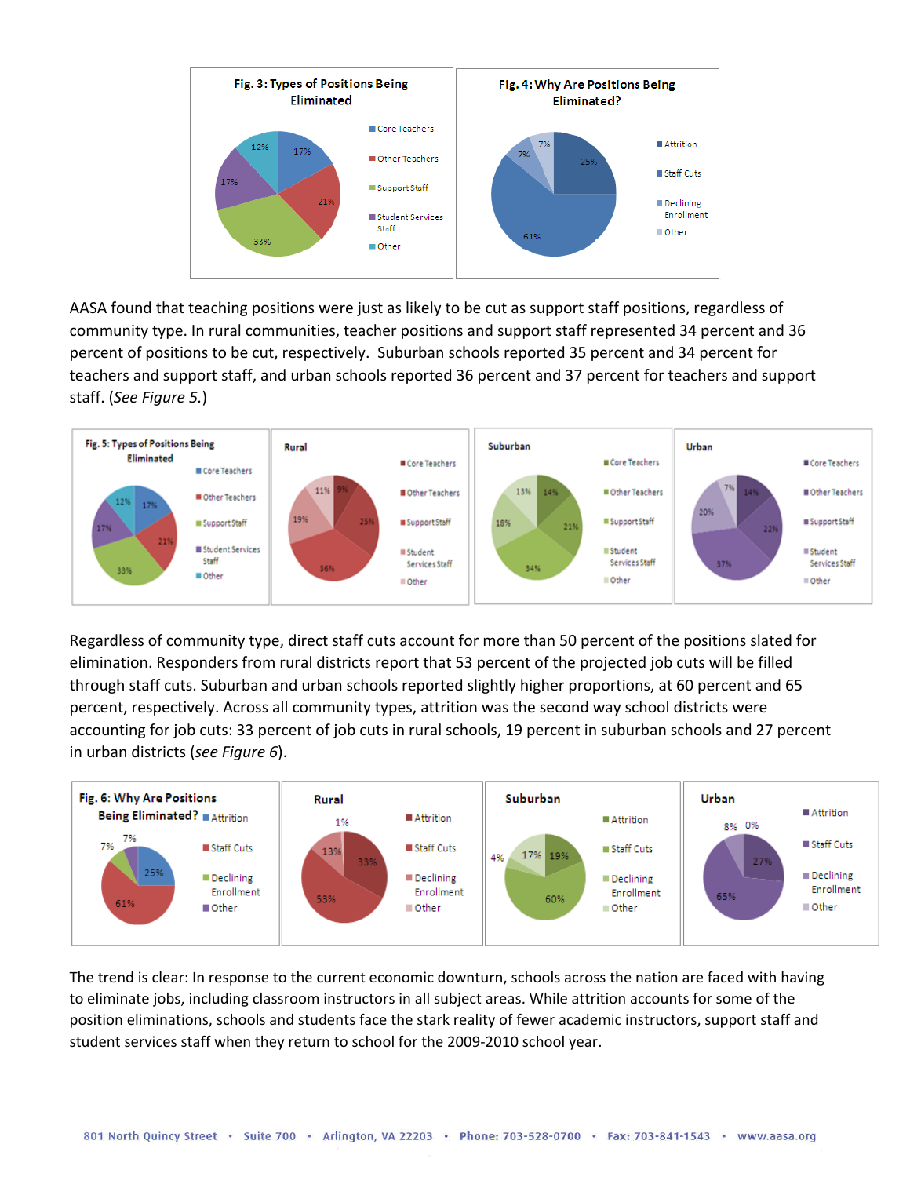**Fig. 3: Types of Positions Being Eliminated**

Core Teachers
Other Teachers
Support Staff
Student Services Staff
Other

17%
21%
33%
17%
12%

**Fig. 4: Why Are Positions Being Eliminated?**

Attrition
Staff Cuts
Declining Enrollment
Other

25%
61%
7%
7%

AASA found that teaching positions were just as likely to be cut as support staff positions, regardless of community type. In rural communities, teacher positions and support staff represented 34 percent and 36 percent of positions to be cut, respectively. Suburban schools reported 35 percent and 34 percent for teachers and support staff, and urban schools reported 36 percent and 37 percent for teachers and support staff. (*See Figure 5.*)

**Fig. 5: Types of Positions Being Eliminated**

Core Teachers
Other Teachers
Support Staff
Student Services Staff
Other

17%
21%
33%
17%
12%

**Rural**

Core Teachers
Other Teachers
Support Staff
Student Services Staff
Other

9%
25%
36%
19%
11%

**Suburban**

Core Teachers
Other Teachers
Support Staff
Student Services Staff
Other

14%
21%
34%
18%
13%

**Urban**

Core Teachers
Other Teachers
Support Staff
Student Services Staff
Other

14%
22%
37%
20%
7%

Regardless of community type, direct staff cuts account for more than 50 percent of the positions slated for elimination. Responders from rural districts report that 53 percent of the projected job cuts will be filled through staff cuts. Suburban and urban schools reported slightly higher proportions, at 60 percent and 65 percent, respectively. Across all community types, attrition was the second way school districts were accounting for job cuts: 33 percent of job cuts in rural schools, 19 percent in suburban schools and 27 percent in urban districts (*see Figure 6*).

**Fig. 6: Why Are Positions Being Eliminated?**

Attrition
Staff Cuts
Declining Enrollment
Other

25%
61%
7%
7%

**Rural**

Attrition
Staff Cuts
Declining Enrollment
Other

33%
53%
13%
1%

**Suburban**

Attrition
Staff Cuts
Declining Enrollment
Other

19%
60%
4%
17%

**Urban**

Attrition
Staff Cuts
Declining Enrollment
Other

27%
65%
8%
0%

The trend is clear: In response to the current economic downturn, schools across the nation are faced with having to eliminate jobs, including classroom instructors in all subject areas. While attrition accounts for some of the position eliminations, schools and students face the stark reality of fewer academic instructors, support staff and student services staff when they return to school for the 2009-2010 school year.

801 North Quincy Street • Suite 700 • Arlington, VA 22203 • **Phone:** 703-528-0700 • **Fax:** 703-841-1543 • www.aasa.org